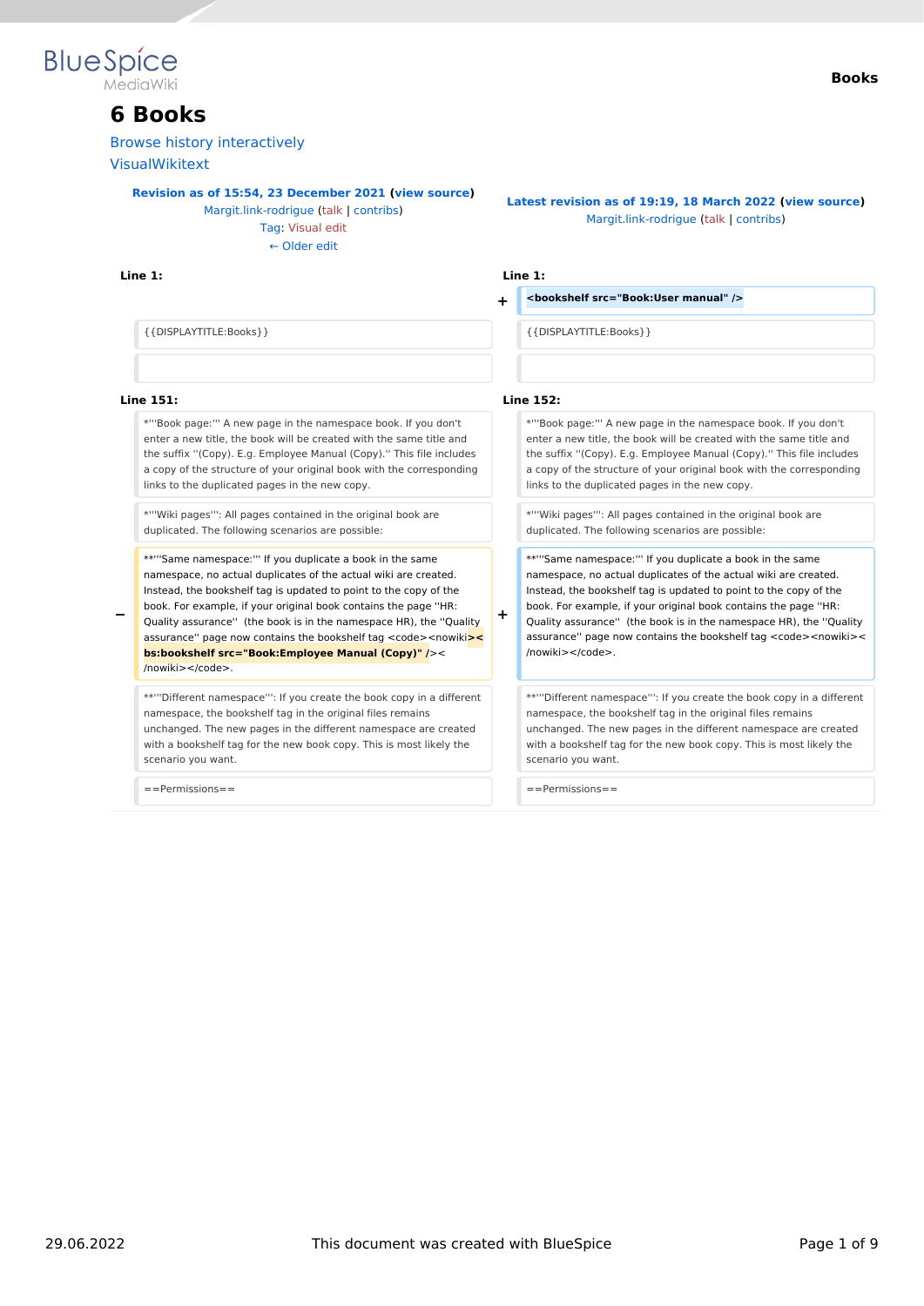# 6 Books

Browse history interactively

VisualWikitext

| Revision as of 15:54, 23 December 2021 (view source) Margit.link-rodrigue (talk \| contribs) Tag: Visual edit ← Older edit | | Latest revision as of 19:19, 18 March 2022 (view source) Margit.link-rodrigue (talk \| contribs) |
|---|---|---|
| **Line 1:** | | **Line 1:** |
| | + | **<bookshelf src="Book:User manual" />** |
| {{DISPLAYTITLE:Books}} | | {{DISPLAYTITLE:Books}} |
| | | |
| **Line 151:** | | **Line 152:** |
| *'''Book page:''' A new page in the namespace book. If you don't enter a new title, the book will be created with the same title and the suffix ''(Copy). E.g. Employee Manual (Copy).'' This file includes a copy of the structure of your original book with the corresponding links to the duplicated pages in the new copy. | | *'''Book page:''' A new page in the namespace book. If you don't enter a new title, the book will be created with the same title and the suffix ''(Copy). E.g. Employee Manual (Copy).'' This file includes a copy of the structure of your original book with the corresponding links to the duplicated pages in the new copy. |
| *'''Wiki pages''': All pages contained in the original book are duplicated. The following scenarios are possible: | | *'''Wiki pages''': All pages contained in the original book are duplicated. The following scenarios are possible: |
| − **'''Same namespace:''' If you duplicate a book in the same namespace, no actual duplicates of the actual wiki are created. Instead, the bookshelf tag is updated to point to the copy of the book. For example, if your original book contains the page ''HR: Quality assurance'' (the book is in the namespace HR), the ''Quality assurance'' page now contains the bookshelf tag <code><nowiki>**<bs:bookshelf src="Book:Employee Manual (Copy)"** /></nowiki></code>. | + | **'''Same namespace:''' If you duplicate a book in the same namespace, no actual duplicates of the actual wiki are created. Instead, the bookshelf tag is updated to point to the copy of the book. For example, if your original book contains the page ''HR: Quality assurance'' (the book is in the namespace HR), the ''Quality assurance'' page now contains the bookshelf tag <code><nowiki></nowiki></code>. |
| **'''Different namespace''': If you create the book copy in a different namespace, the bookshelf tag in the original files remains unchanged. The new pages in the different namespace are created with a bookshelf tag for the new book copy. This is most likely the scenario you want. | | **'''Different namespace''': If you create the book copy in a different namespace, the bookshelf tag in the original files remains unchanged. The new pages in the different namespace are created with a bookshelf tag for the new book copy. This is most likely the scenario you want. |
| ==Permissions== | | ==Permissions== |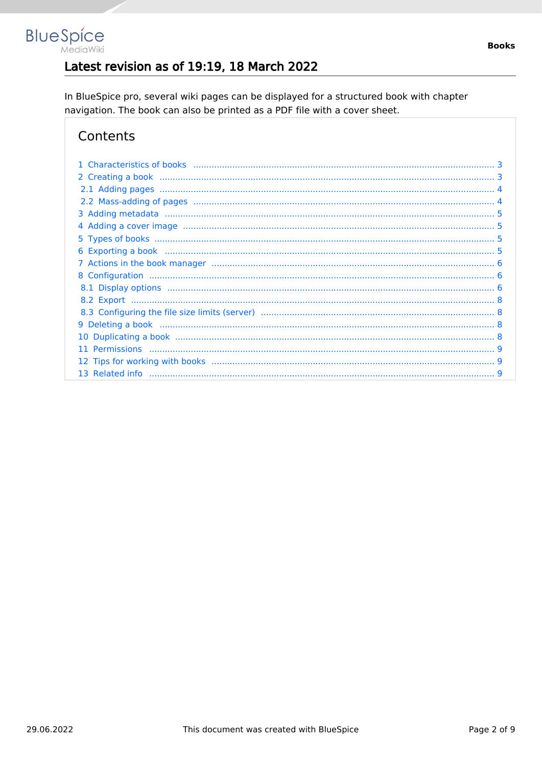## Latest revision as of 19:19, 18 March 2022

In BlueSpice pro, several wiki pages can be displayed for a structured book with chapter navigation. The book can also be printed as a PDF file with a cover sheet.

## Contents

- 1 Characteristics of books ... 3
- 2 Creating a book ... 3
  - 2.1 Adding pages ... 4
  - 2.2 Mass-adding of pages ... 4
- 3 Adding metadata ... 5
- 4 Adding a cover image ... 5
- 5 Types of books ... 5
- 6 Exporting a book ... 5
- 7 Actions in the book manager ... 6
- 8 Configuration ... 6
  - 8.1 Display options ... 6
  - 8.2 Export ... 8
  - 8.3 Configuring the file size limits (server) ... 8
- 9 Deleting a book ... 8
- 10 Duplicating a book ... 8
- 11 Permissions ... 9
- 12 Tips for working with books ... 9
- 13 Related info ... 9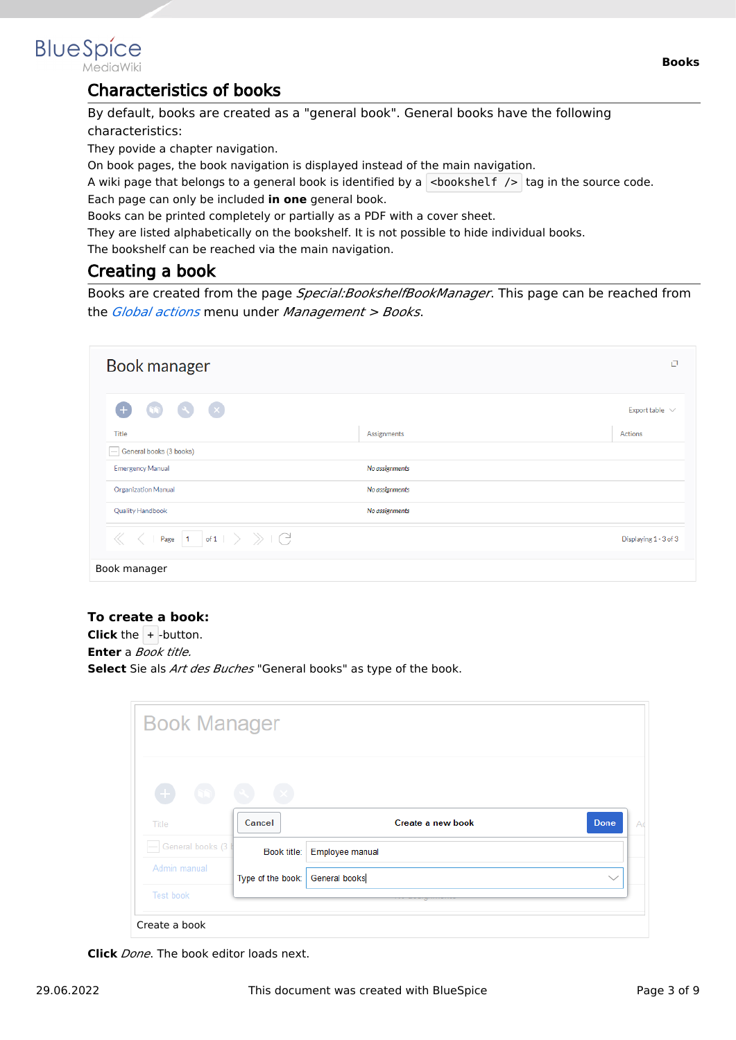## Characteristics of books

By default, books are created as a "general book". General books have the following characteristics:

They povide a chapter navigation.

On book pages, the book navigation is displayed instead of the main navigation.

A wiki page that belongs to a general book is identified by a `<bookshelf />` tag in the source code.

Each page can only be included **in one** general book.

Books can be printed completely or partially as a PDF with a cover sheet.

They are listed alphabetically on the bookshelf. It is not possible to hide individual books.

The bookshelf can be reached via the main navigation.

## Creating a book

Books are created from the page *Special:BookshelfBookManager*. This page can be reached from the *Global actions* menu under *Management > Books*.

Book manager

**To create a book:**

**Click** the `+`-button.

**Enter** a *Book title.*

**Select** Sie als *Art des Buches* "General books" as type of the book.

Create a book

**Click** *Done*. The book editor loads next.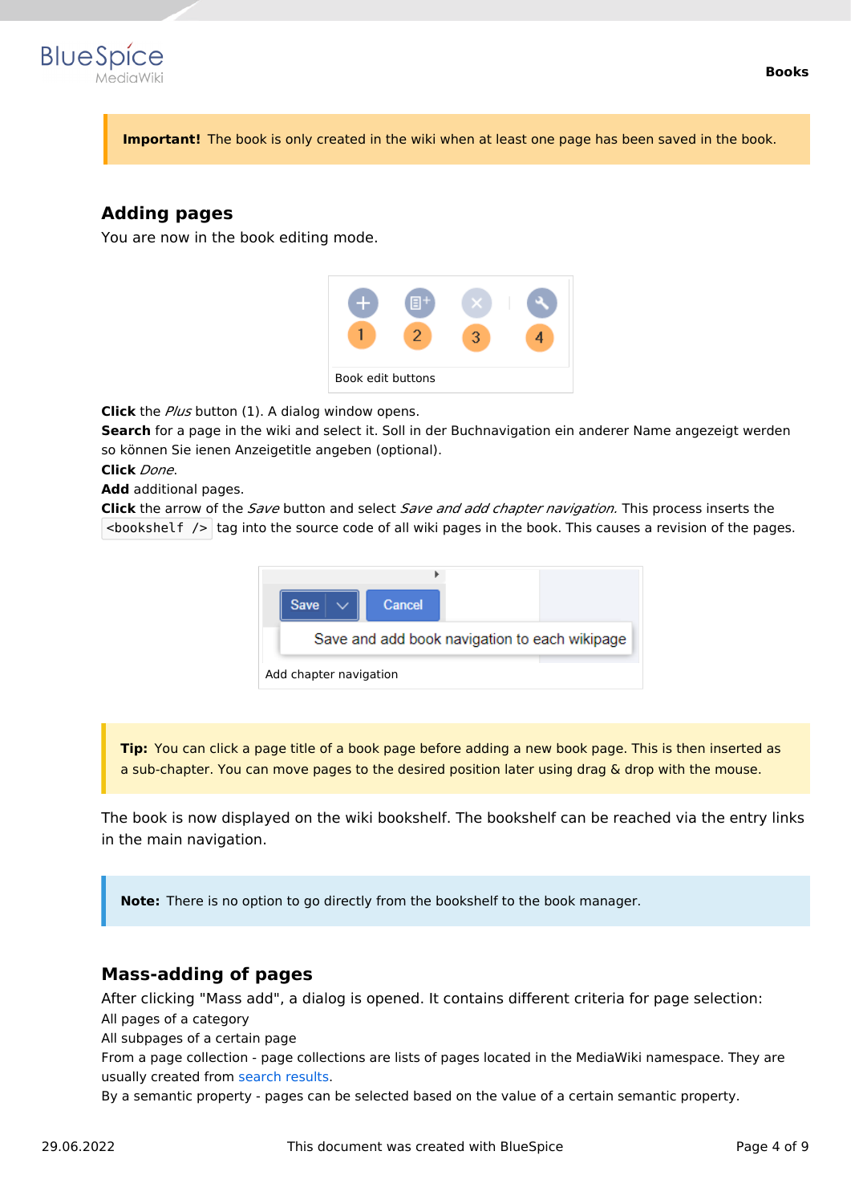**Important!** The book is only created in the wiki when at least one page has been saved in the book.

## Adding pages

You are now in the book editing mode.

Book edit buttons

**Click** the *Plus* button (1). A dialog window opens.
**Search** for a page in the wiki and select it. Soll in der Buchnavigation ein anderer Name angezeigt werden so können Sie ienen Anzeigetitle angeben (optional).
**Click** *Done*.
**Add** additional pages.
**Click** the arrow of the *Save* button and select *Save and add chapter navigation.* This process inserts the `<bookshelf />` tag into the source code of all wiki pages in the book. This causes a revision of the pages.

Add chapter navigation

**Tip:** You can click a page title of a book page before adding a new book page. This is then inserted as a sub-chapter. You can move pages to the desired position later using drag & drop with the mouse.

The book is now displayed on the wiki bookshelf. The bookshelf can be reached via the entry links in the main navigation.

**Note:** There is no option to go directly from the bookshelf to the book manager.

## Mass-adding of pages

After clicking "Mass add", a dialog is opened. It contains different criteria for page selection:
All pages of a category
All subpages of a certain page
From a page collection - page collections are lists of pages located in the MediaWiki namespace. They are usually created from search results.
By a semantic property - pages can be selected based on the value of a certain semantic property.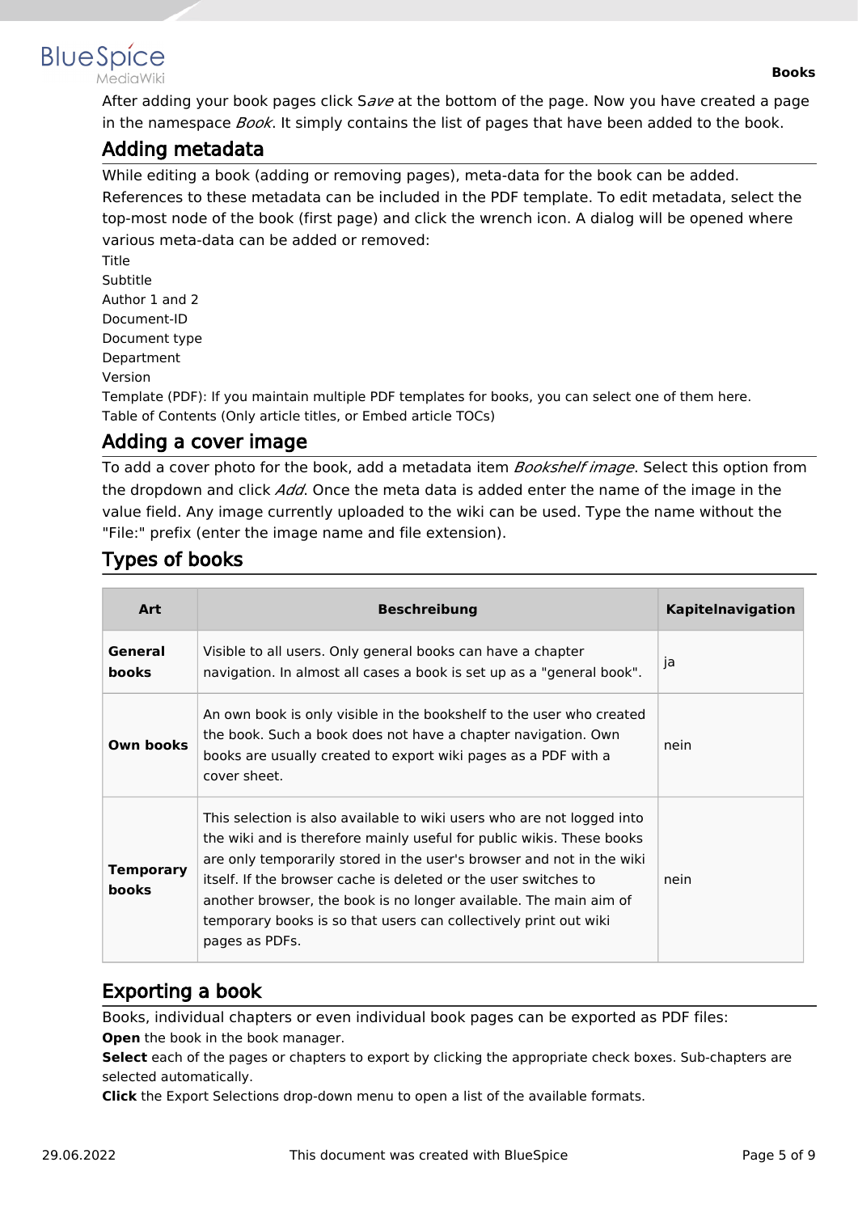After adding your book pages click S*ave* at the bottom of the page. Now you have created a page in the namespace *Book*. It simply contains the list of pages that have been added to the book.

## Adding metadata

While editing a book (adding or removing pages), meta-data for the book can be added. References to these metadata can be included in the PDF template. To edit metadata, select the top-most node of the book (first page) and click the wrench icon. A dialog will be opened where various meta-data can be added or removed:

Title
Subtitle
Author 1 and 2
Document-ID
Document type
Department
Version
Template (PDF): If you maintain multiple PDF templates for books, you can select one of them here.
Table of Contents (Only article titles, or Embed article TOCs)

## Adding a cover image

To add a cover photo for the book, add a metadata item *Bookshelf image*. Select this option from the dropdown and click *Add*. Once the meta data is added enter the name of the image in the value field. Any image currently uploaded to the wiki can be used. Type the name without the "File:" prefix (enter the image name and file extension).

## Types of books

| Art | Beschreibung | Kapitelnavigation |
|---|---|---|
| **General books** | Visible to all users. Only general books can have a chapter navigation. In almost all cases a book is set up as a "general book". | ja |
| **Own books** | An own book is only visible in the bookshelf to the user who created the book. Such a book does not have a chapter navigation. Own books are usually created to export wiki pages as a PDF with a cover sheet. | nein |
| **Temporary books** | This selection is also available to wiki users who are not logged into the wiki and is therefore mainly useful for public wikis. These books are only temporarily stored in the user's browser and not in the wiki itself. If the browser cache is deleted or the user switches to another browser, the book is no longer available. The main aim of temporary books is so that users can collectively print out wiki pages as PDFs. | nein |

## Exporting a book

Books, individual chapters or even individual book pages can be exported as PDF files:

**Open** the book in the book manager.
**Select** each of the pages or chapters to export by clicking the appropriate check boxes. Sub-chapters are selected automatically.
**Click** the Export Selections drop-down menu to open a list of the available formats.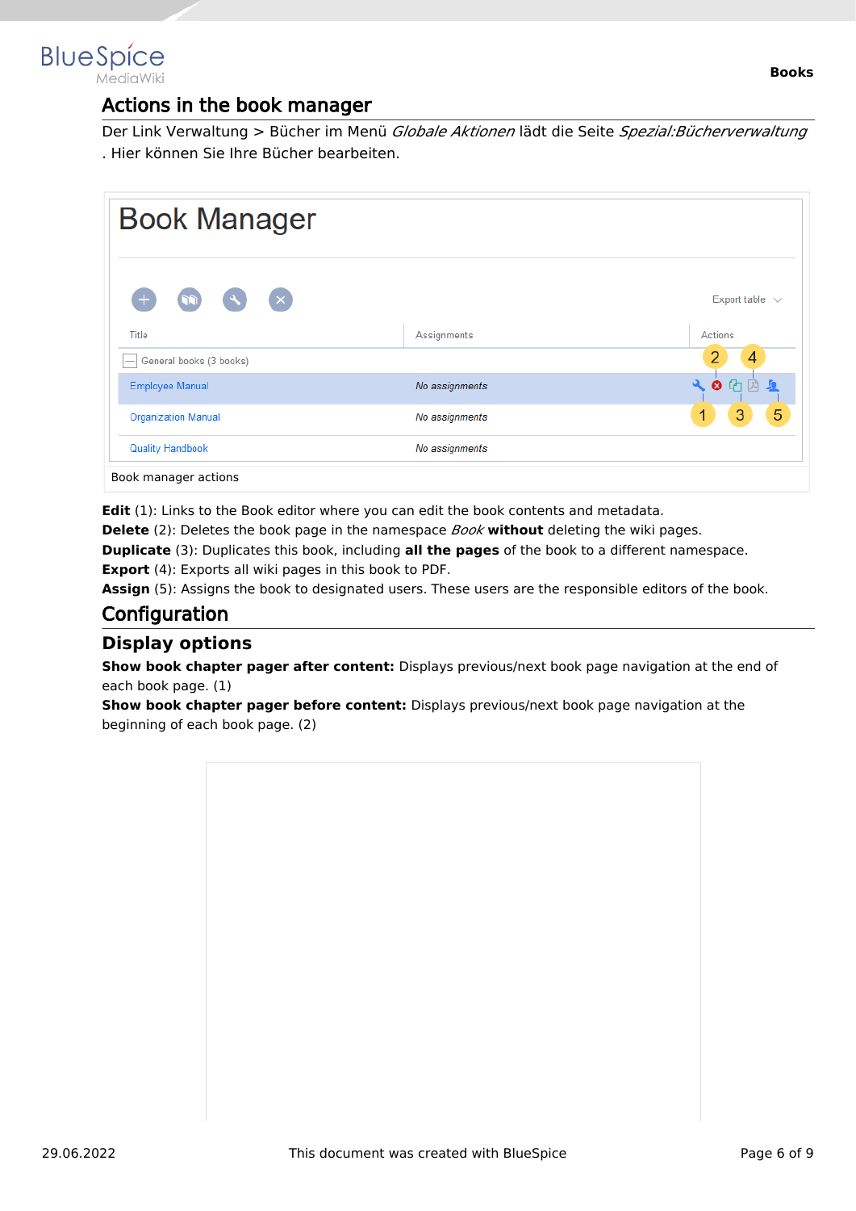## Actions in the book manager

Der Link Verwaltung > Bücher im Menü *Globale Aktionen* lädt die Seite *Spezial:Bücherverwaltung* . Hier können Sie Ihre Bücher bearbeiten.

Book manager actions

**Edit** (1): Links to the Book editor where you can edit the book contents and metadata.
**Delete** (2): Deletes the book page in the namespace *Book* **without** deleting the wiki pages.
**Duplicate** (3): Duplicates this book, including **all the pages** of the book to a different namespace.
**Export** (4): Exports all wiki pages in this book to PDF.
**Assign** (5): Assigns the book to designated users. These users are the responsible editors of the book.

## Configuration

### Display options

**Show book chapter pager after content:** Displays previous/next book page navigation at the end of each book page. (1)
**Show book chapter pager before content:** Displays previous/next book page navigation at the beginning of each book page. (2)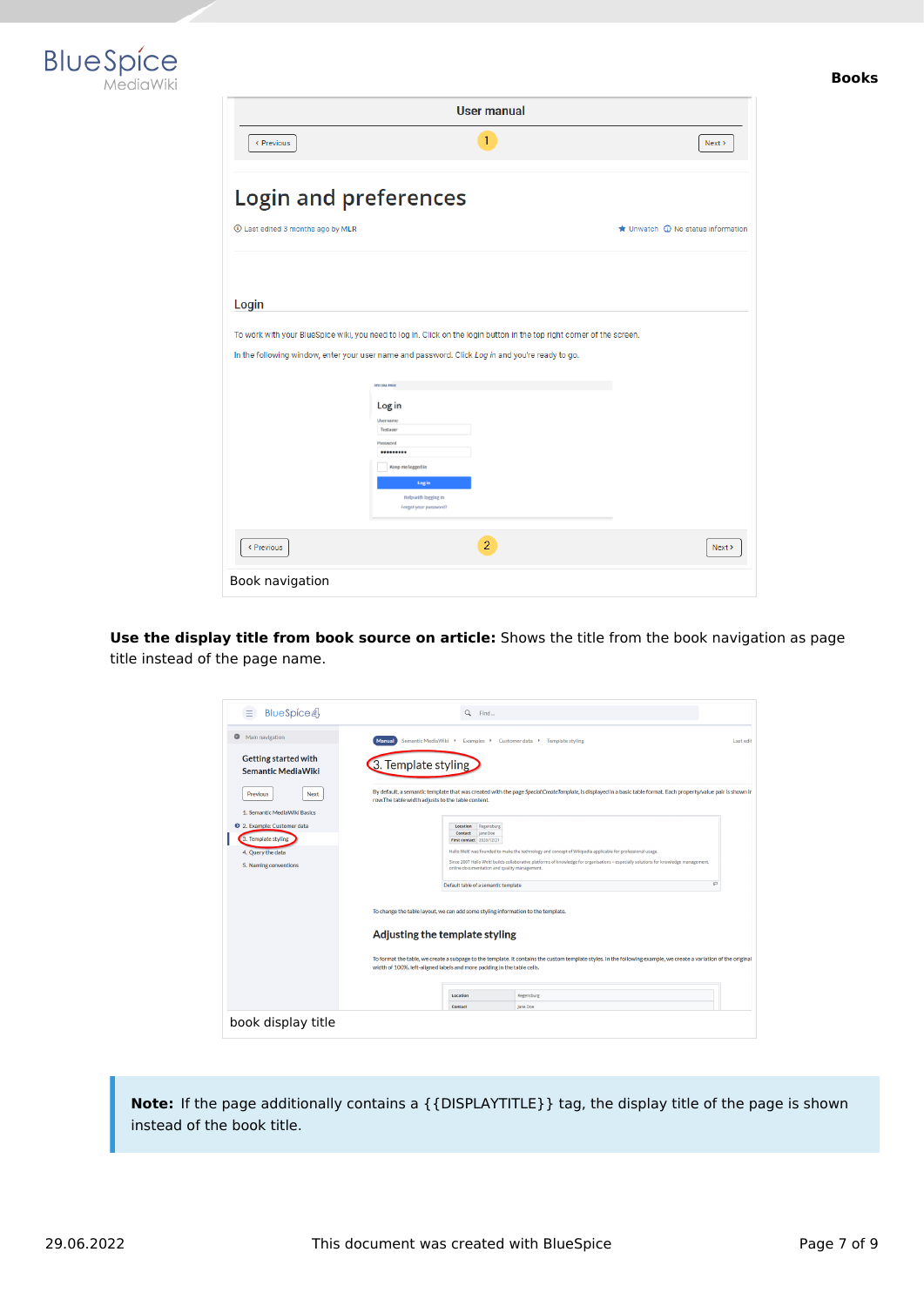Book navigation

**Use the display title from book source on article:** Shows the title from the book navigation as page title instead of the page name.

book display title

**Note:** If the page additionally contains a {{DISPLAYTITLE}} tag, the display title of the page is shown instead of the book title.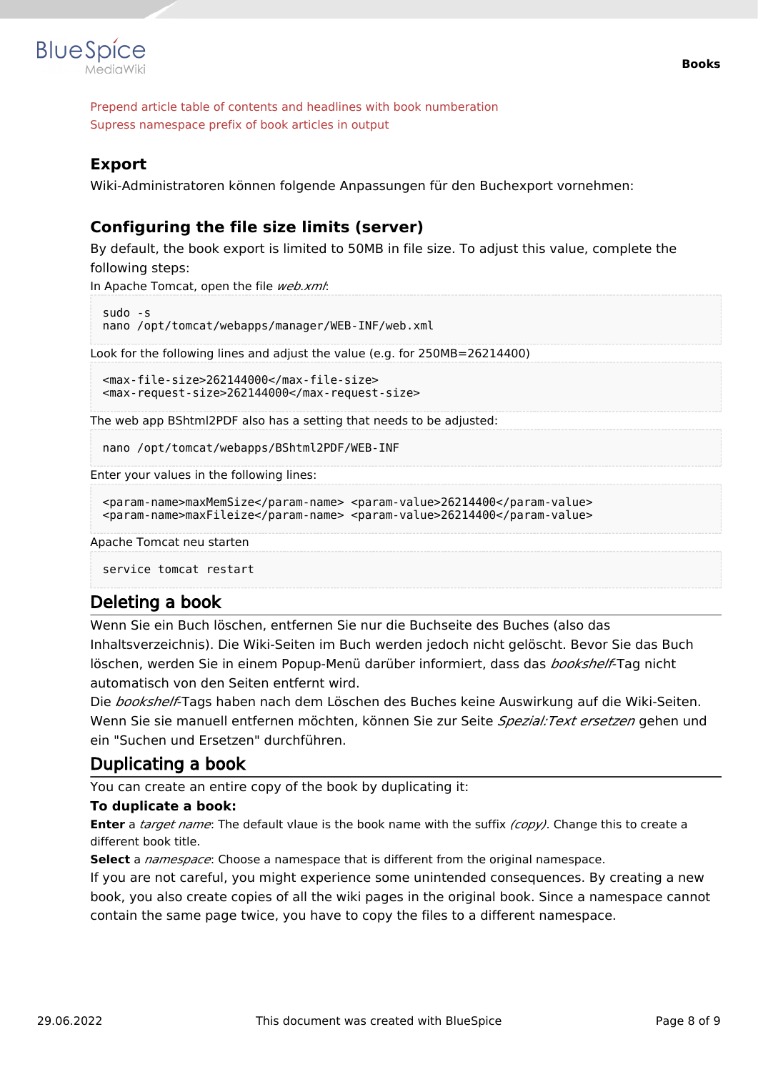Prepend article table of contents and headlines with book numberation
Supress namespace prefix of book articles in output

### Export

Wiki-Administratoren können folgende Anpassungen für den Buchexport vornehmen:

### Configuring the file size limits (server)

By default, the book export is limited to 50MB in file size. To adjust this value, complete the following steps:

In Apache Tomcat, open the file *web.xml*:

```
sudo -s
nano /opt/tomcat/webapps/manager/WEB-INF/web.xml
```

Look for the following lines and adjust the value (e.g. for 250MB=26214400)

```
<max-file-size>262144000</max-file-size>
<max-request-size>262144000</max-request-size>
```

The web app BShtml2PDF also has a setting that needs to be adjusted:

```
nano /opt/tomcat/webapps/BShtml2PDF/WEB-INF
```

Enter your values in the following lines:

```
<param-name>maxMemSize</param-name> <param-value>26214400</param-value>
<param-name>maxFileize</param-name> <param-value>26214400</param-value>
```

Apache Tomcat neu starten

```
service tomcat restart
```

## Deleting a book

Wenn Sie ein Buch löschen, entfernen Sie nur die Buchseite des Buches (also das Inhaltsverzeichnis). Die Wiki-Seiten im Buch werden jedoch nicht gelöscht. Bevor Sie das Buch löschen, werden Sie in einem Popup-Menü darüber informiert, dass das *bookshelf*-Tag nicht automatisch von den Seiten entfernt wird.

Die *bookshelf*-Tags haben nach dem Löschen des Buches keine Auswirkung auf die Wiki-Seiten. Wenn Sie sie manuell entfernen möchten, können Sie zur Seite *Spezial:Text ersetzen* gehen und ein "Suchen und Ersetzen" durchführen.

## Duplicating a book

You can create an entire copy of the book by duplicating it:

**To duplicate a book:**

**Enter** a *target name*: The default vlaue is the book name with the suffix *(copy)*. Change this to create a different book title.

**Select** a *namespace*: Choose a namespace that is different from the original namespace.

If you are not careful, you might experience some unintended consequences. By creating a new book, you also create copies of all the wiki pages in the original book. Since a namespace cannot contain the same page twice, you have to copy the files to a different namespace.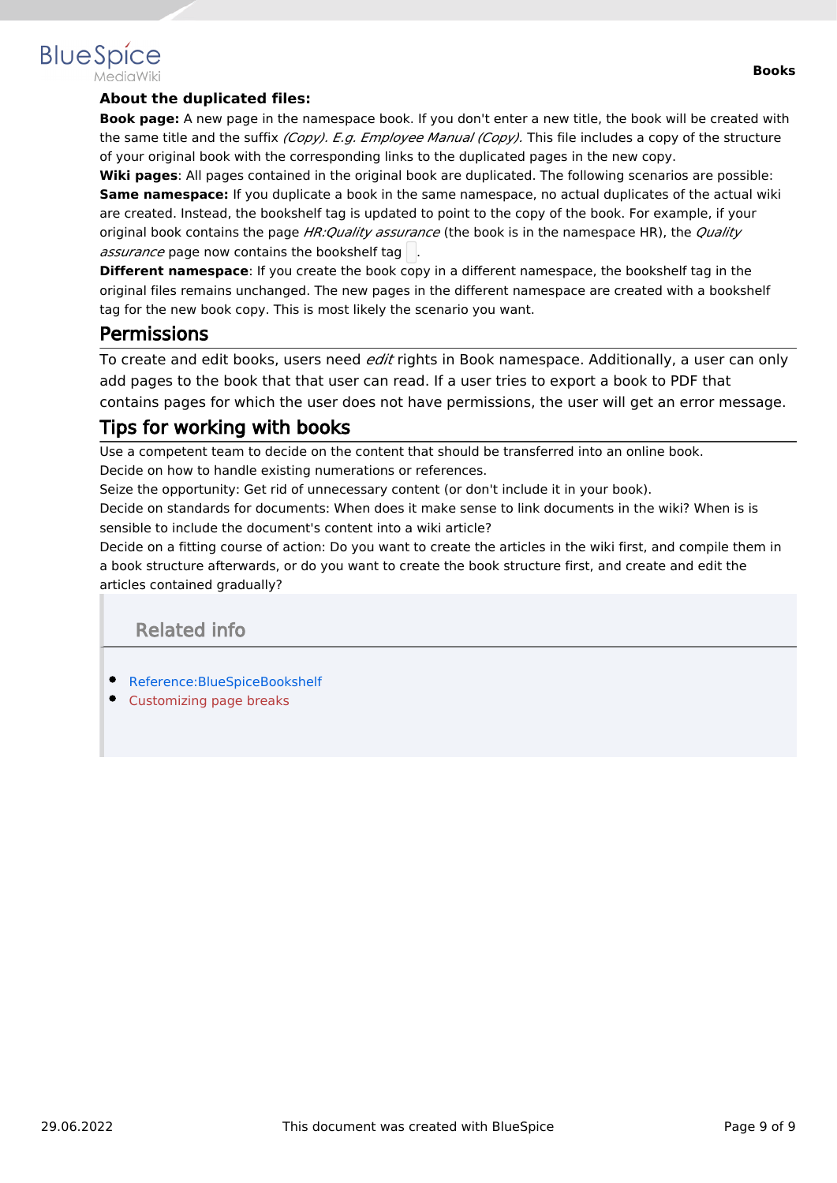**About the duplicated files:**

**Book page:** A new page in the namespace book. If you don't enter a new title, the book will be created with the same title and the suffix *(Copy). E.g. Employee Manual (Copy).* This file includes a copy of the structure of your original book with the corresponding links to the duplicated pages in the new copy.

**Wiki pages**: All pages contained in the original book are duplicated. The following scenarios are possible:

**Same namespace:** If you duplicate a book in the same namespace, no actual duplicates of the actual wiki are created. Instead, the bookshelf tag is updated to point to the copy of the book. For example, if your original book contains the page *HR:Quality assurance* (the book is in the namespace HR), the *Quality assurance* page now contains the bookshelf tag .

**Different namespace**: If you create the book copy in a different namespace, the bookshelf tag in the original files remains unchanged. The new pages in the different namespace are created with a bookshelf tag for the new book copy. This is most likely the scenario you want.

## Permissions

To create and edit books, users need *edit* rights in Book namespace. Additionally, a user can only add pages to the book that that user can read. If a user tries to export a book to PDF that contains pages for which the user does not have permissions, the user will get an error message.

## Tips for working with books

Use a competent team to decide on the content that should be transferred into an online book.

Decide on how to handle existing numerations or references.

Seize the opportunity: Get rid of unnecessary content (or don't include it in your book).

Decide on standards for documents: When does it make sense to link documents in the wiki? When is is sensible to include the document's content into a wiki article?

Decide on a fitting course of action: Do you want to create the articles in the wiki first, and compile them in a book structure afterwards, or do you want to create the book structure first, and create and edit the articles contained gradually?

### Related info

- Reference:BlueSpiceBookshelf
- Customizing page breaks